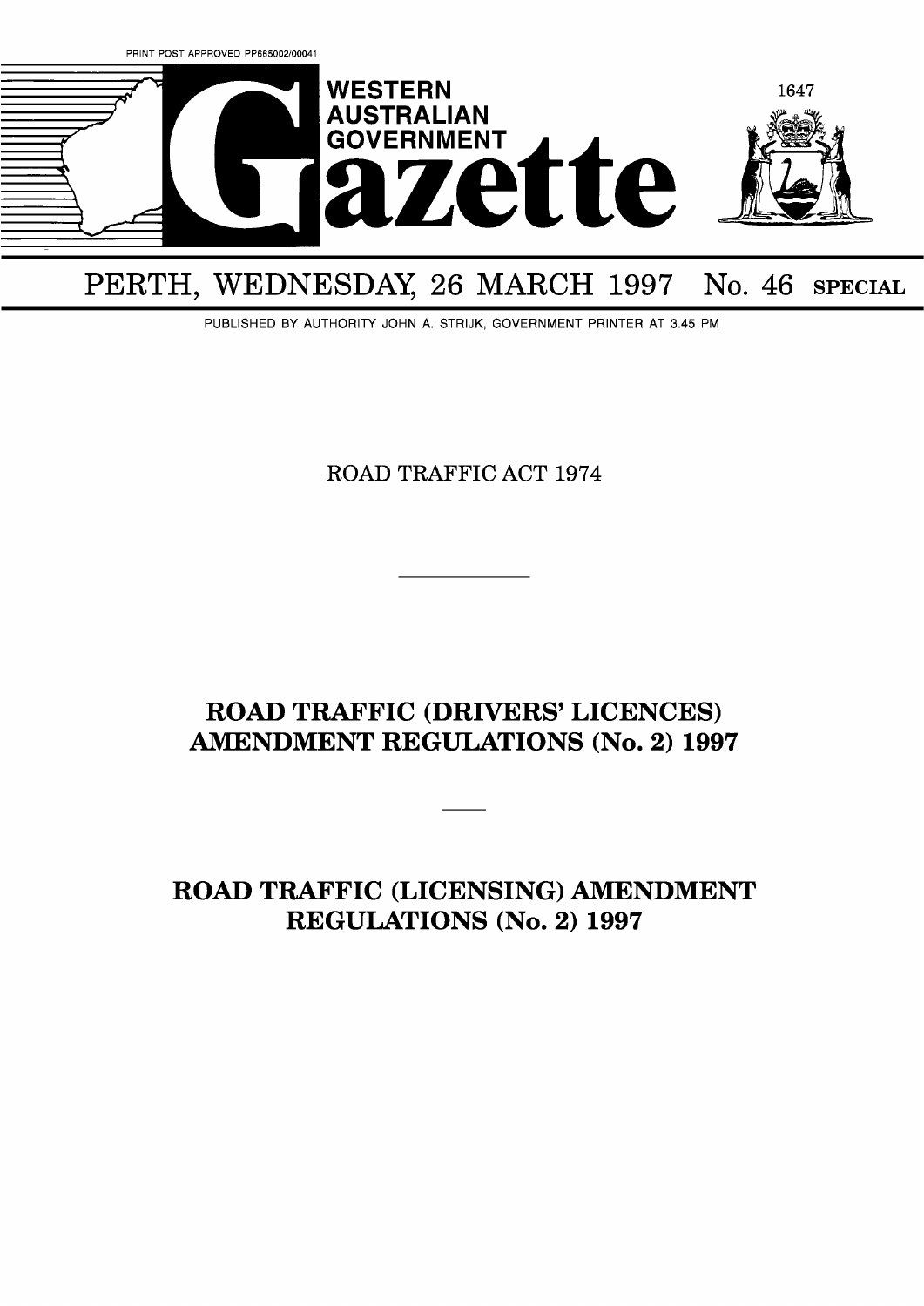PRINT POST APPROVED PP665002/00041

# WESTERN AUSTRALIAN GOVERNMENT Gazette

PERTH, WEDNESDAY, 26 MARCH 1997 No. 46 SPECIAL

PUBLISHED BY AUTHORITY JOHN A. STRIJK, GOVERNMENT PRINTER AT 3.45 PM

ROAD TRAFFIC ACT 1974

---

## ROAD TRAFFIC (DRIVERS' LICENCES) AMENDMENT REGULATIONS (No. 2) 1997

---

## ROAD TRAFFIC (LICENSING) AMENDMENT REGULATIONS (No. 2) 1997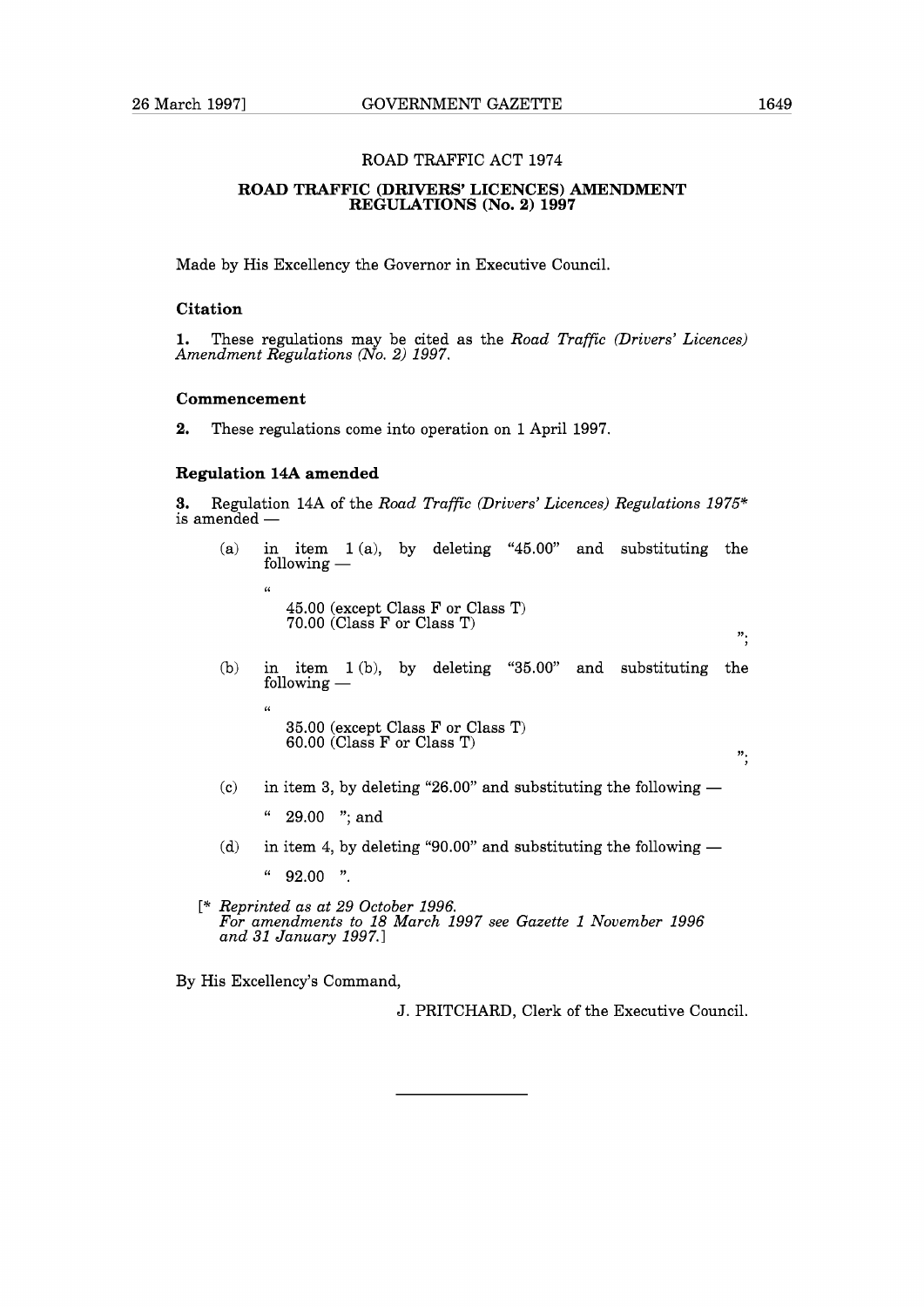# ROAD TRAFFIC ACT 1974

## ROAD TRAFFIC (DRIVERS' LICENCES) AMENDMENT REGULATIONS (No. 2) 1997

Made by His Excellency the Governor in Executive Council.

### Citation

**1.** These regulations may be cited as the *Road Traffic (Drivers' Licences) Amendment Regulations (No. 2) 1997*.

### Commencement

**2.** These regulations come into operation on 1 April 1997.

### Regulation 14A amended

**3.** Regulation 14A of the *Road Traffic (Drivers' Licences) Regulations 1975\** is amended —

(a) in item 1 (a), by deleting "45.00" and substituting the following —

"

45.00 (except Class F or Class T)
70.00 (Class F or Class T)

";

(b) in item 1 (b), by deleting "35.00" and substituting the following —

"

35.00 (except Class F or Class T)
60.00 (Class F or Class T)

";

(c) in item 3, by deleting "26.00" and substituting the following —

" 29.00 "; and

(d) in item 4, by deleting "90.00" and substituting the following —

" 92.00 ".

[\* *Reprinted as at 29 October 1996.*
*For amendments to 18 March 1997 see Gazette 1 November 1996 and 31 January 1997.*]

By His Excellency's Command,

J. PRITCHARD, Clerk of the Executive Council.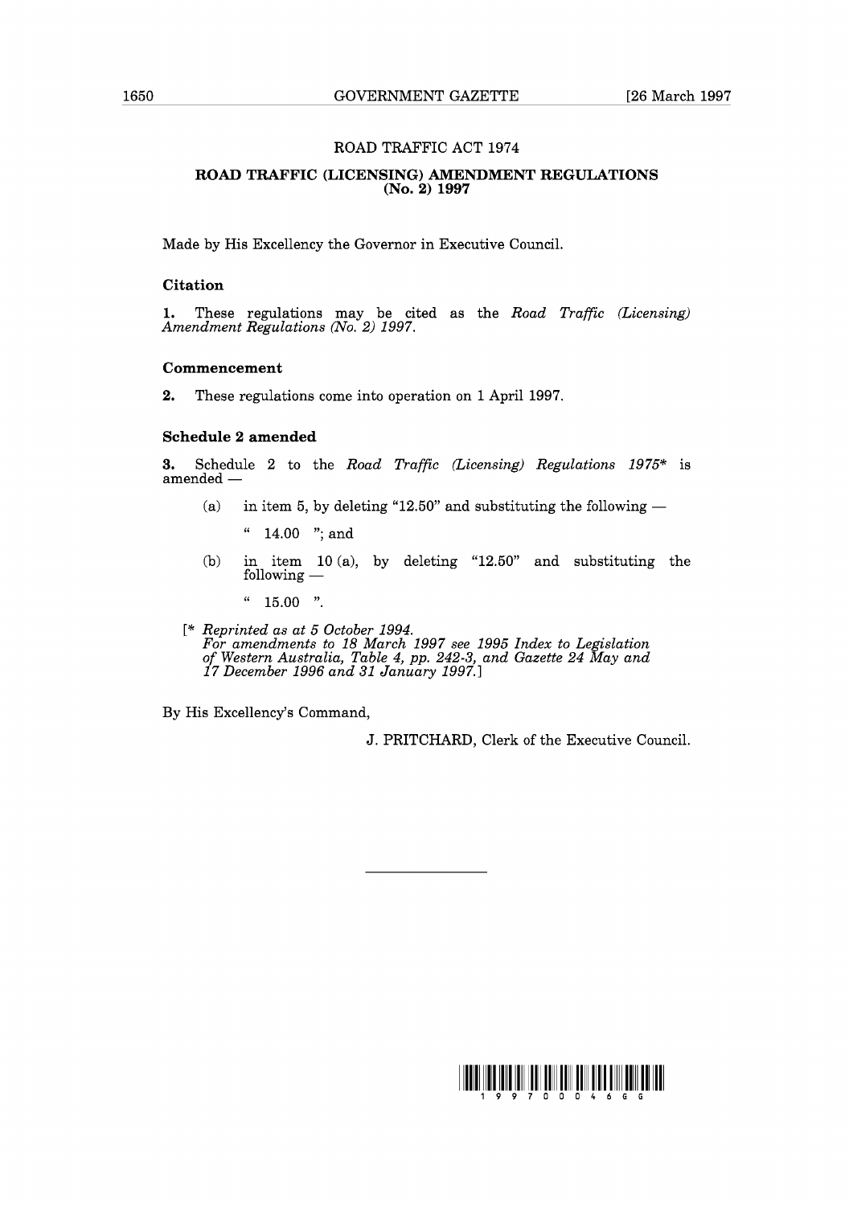ROAD TRAFFIC ACT 1974

## ROAD TRAFFIC (LICENSING) AMENDMENT REGULATIONS (No. 2) 1997

Made by His Excellency the Governor in Executive Council.

### Citation

**1.** These regulations may be cited as the *Road Traffic (Licensing) Amendment Regulations (No. 2) 1997*.

### Commencement

**2.** These regulations come into operation on 1 April 1997.

### Schedule 2 amended

**3.** Schedule 2 to the *Road Traffic (Licensing) Regulations 1975** is amended —

(a) in item 5, by deleting "12.50" and substituting the following —

" 14.00 "; and

(b) in item 10 (a), by deleting "12.50" and substituting the following —

" 15.00 ".

[* *Reprinted as at 5 October 1994. For amendments to 18 March 1997 see 1995 Index to Legislation of Western Australia, Table 4, pp. 242-3, and Gazette 24 May and 17 December 1996 and 31 January 1997.*]

By His Excellency's Command,

J. PRITCHARD, Clerk of the Executive Council.